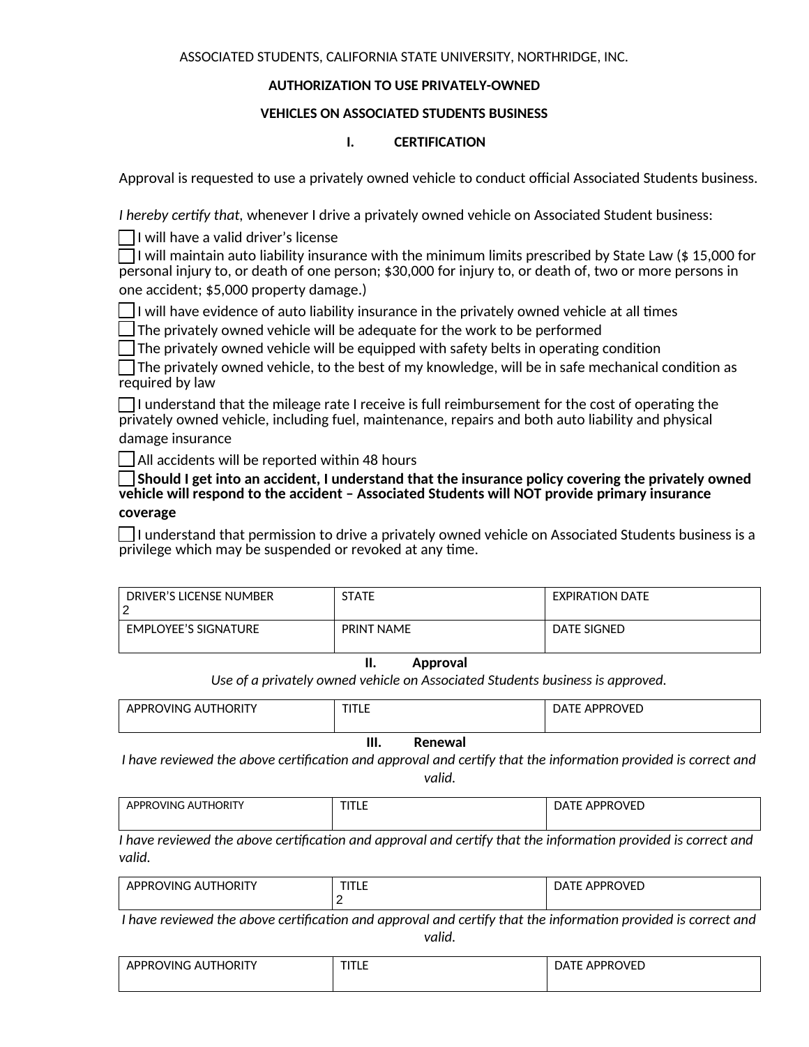ASSOCIATED STUDENTS, CALIFORNIA STATE UNIVERSITY, NORTHRIDGE, INC.

**AUTHORIZATION TO USE PRIVATELY-OWNED**

**VEHICLES ON ASSOCIATED STUDENTS BUSINESS**

## I. CERTIFICATION

Approval is requested to use a privately owned vehicle to conduct official Associated Students business.

*I hereby certify that*, whenever I drive a privately owned vehicle on Associated Student business:

- ☐ I will have a valid driver's license
- ☐ I will maintain auto liability insurance with the minimum limits prescribed by State Law ($ 15,000 for personal injury to, or death of one person; $30,000 for injury to, or death of, two or more persons in one accident; $5,000 property damage.)
- ☐ I will have evidence of auto liability insurance in the privately owned vehicle at all times
- ☐ The privately owned vehicle will be adequate for the work to be performed
- ☐ The privately owned vehicle will be equipped with safety belts in operating condition
- ☐ The privately owned vehicle, to the best of my knowledge, will be in safe mechanical condition as required by law
- ☐ I understand that the mileage rate I receive is full reimbursement for the cost of operating the privately owned vehicle, including fuel, maintenance, repairs and both auto liability and physical damage insurance
- ☐ All accidents will be reported within 48 hours
- ☐ **Should I get into an accident, I understand that the insurance policy covering the privately owned vehicle will respond to the accident – Associated Students will NOT provide primary insurance coverage**
- ☐ I understand that permission to drive a privately owned vehicle on Associated Students business is a privilege which may be suspended or revoked at any time.

| DRIVER'S LICENSE NUMBER 2 | STATE | EXPIRATION DATE |
|---|---|---|
| EMPLOYEE'S SIGNATURE | PRINT NAME | DATE SIGNED |

## II. Approval

*Use of a privately owned vehicle on Associated Students business is approved.*

| APPROVING AUTHORITY | TITLE | DATE APPROVED |
|---|---|---|

## III. Renewal

*I have reviewed the above certification and approval and certify that the information provided is correct and valid.*

| APPROVING AUTHORITY | TITLE | DATE APPROVED |
|---|---|---|

*I have reviewed the above certification and approval and certify that the information provided is correct and valid.*

| APPROVING AUTHORITY | TITLE 2 | DATE APPROVED |
|---|---|---|

*I have reviewed the above certification and approval and certify that the information provided is correct and valid.*

| APPROVING AUTHORITY | TITLE | DATE APPROVED |
|---|---|---|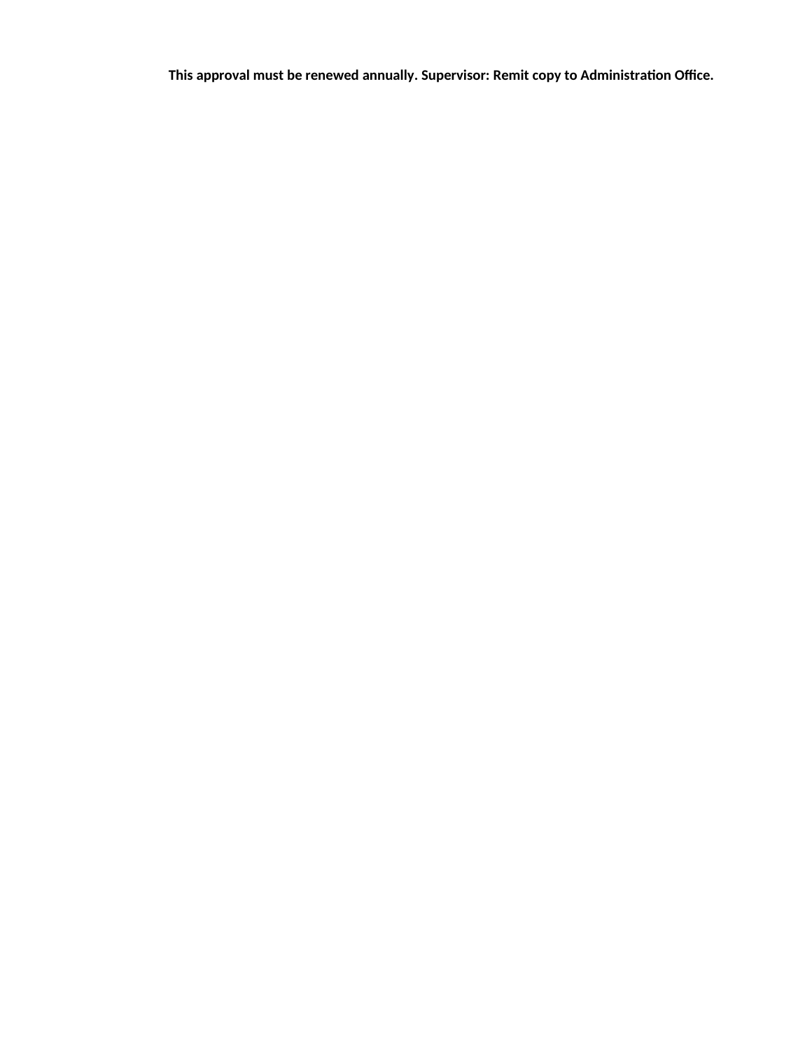**This approval must be renewed annually. Supervisor: Remit copy to Administration Office.**